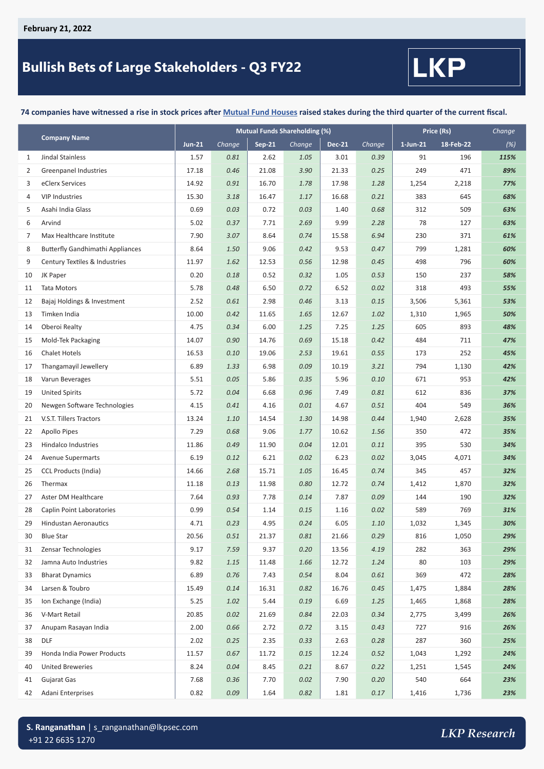February 21, 2022

# Bullish Bets of Large Stakeholders - Q3 FY22

LKP

**74 companies have witnessed a rise in stock prices after Mutual Fund Houses raised stakes during the third quarter of the current fiscal.**

| | Company Name | Mutual Funds Shareholding (%) | | | | | | Price (Rs) | | Change |
|---|---|---|---|---|---|---|---|---|---|---|
| | | Jun-21 | Change | Sep-21 | Change | Dec-21 | Change | 1-Jun-21 | 18-Feb-22 | (%) |
| 1 | Jindal Stainless | 1.57 | 0.81 | 2.62 | 1.05 | 3.01 | 0.39 | 91 | 196 | 115% |
| 2 | Greenpanel Industries | 17.18 | 0.46 | 21.08 | 3.90 | 21.33 | 0.25 | 249 | 471 | 89% |
| 3 | eClerx Services | 14.92 | 0.91 | 16.70 | 1.78 | 17.98 | 1.28 | 1,254 | 2,218 | 77% |
| 4 | VIP Industries | 15.30 | 3.18 | 16.47 | 1.17 | 16.68 | 0.21 | 383 | 645 | 68% |
| 5 | Asahi India Glass | 0.69 | 0.03 | 0.72 | 0.03 | 1.40 | 0.68 | 312 | 509 | 63% |
| 6 | Arvind | 5.02 | 0.37 | 7.71 | 2.69 | 9.99 | 2.28 | 78 | 127 | 63% |
| 7 | Max Healthcare Institute | 7.90 | 3.07 | 8.64 | 0.74 | 15.58 | 6.94 | 230 | 371 | 61% |
| 8 | Butterfly Gandhimathi Appliances | 8.64 | 1.50 | 9.06 | 0.42 | 9.53 | 0.47 | 799 | 1,281 | 60% |
| 9 | Century Textiles & Industries | 11.97 | 1.62 | 12.53 | 0.56 | 12.98 | 0.45 | 498 | 796 | 60% |
| 10 | JK Paper | 0.20 | 0.18 | 0.52 | 0.32 | 1.05 | 0.53 | 150 | 237 | 58% |
| 11 | Tata Motors | 5.78 | 0.48 | 6.50 | 0.72 | 6.52 | 0.02 | 318 | 493 | 55% |
| 12 | Bajaj Holdings & Investment | 2.52 | 0.61 | 2.98 | 0.46 | 3.13 | 0.15 | 3,506 | 5,361 | 53% |
| 13 | Timken India | 10.00 | 0.42 | 11.65 | 1.65 | 12.67 | 1.02 | 1,310 | 1,965 | 50% |
| 14 | Oberoi Realty | 4.75 | 0.34 | 6.00 | 1.25 | 7.25 | 1.25 | 605 | 893 | 48% |
| 15 | Mold-Tek Packaging | 14.07 | 0.90 | 14.76 | 0.69 | 15.18 | 0.42 | 484 | 711 | 47% |
| 16 | Chalet Hotels | 16.53 | 0.10 | 19.06 | 2.53 | 19.61 | 0.55 | 173 | 252 | 45% |
| 17 | Thangamayil Jewellery | 6.89 | 1.33 | 6.98 | 0.09 | 10.19 | 3.21 | 794 | 1,130 | 42% |
| 18 | Varun Beverages | 5.51 | 0.05 | 5.86 | 0.35 | 5.96 | 0.10 | 671 | 953 | 42% |
| 19 | United Spirits | 5.72 | 0.04 | 6.68 | 0.96 | 7.49 | 0.81 | 612 | 836 | 37% |
| 20 | Newgen Software Technologies | 4.15 | 0.41 | 4.16 | 0.01 | 4.67 | 0.51 | 404 | 549 | 36% |
| 21 | V.S.T. Tillers Tractors | 13.24 | 1.10 | 14.54 | 1.30 | 14.98 | 0.44 | 1,940 | 2,628 | 35% |
| 22 | Apollo Pipes | 7.29 | 0.68 | 9.06 | 1.77 | 10.62 | 1.56 | 350 | 472 | 35% |
| 23 | Hindalco Industries | 11.86 | 0.49 | 11.90 | 0.04 | 12.01 | 0.11 | 395 | 530 | 34% |
| 24 | Avenue Supermarts | 6.19 | 0.12 | 6.21 | 0.02 | 6.23 | 0.02 | 3,045 | 4,071 | 34% |
| 25 | CCL Products (India) | 14.66 | 2.68 | 15.71 | 1.05 | 16.45 | 0.74 | 345 | 457 | 32% |
| 26 | Thermax | 11.18 | 0.13 | 11.98 | 0.80 | 12.72 | 0.74 | 1,412 | 1,870 | 32% |
| 27 | Aster DM Healthcare | 7.64 | 0.93 | 7.78 | 0.14 | 7.87 | 0.09 | 144 | 190 | 32% |
| 28 | Caplin Point Laboratories | 0.99 | 0.54 | 1.14 | 0.15 | 1.16 | 0.02 | 589 | 769 | 31% |
| 29 | Hindustan Aeronautics | 4.71 | 0.23 | 4.95 | 0.24 | 6.05 | 1.10 | 1,032 | 1,345 | 30% |
| 30 | Blue Star | 20.56 | 0.51 | 21.37 | 0.81 | 21.66 | 0.29 | 816 | 1,050 | 29% |
| 31 | Zensar Technologies | 9.17 | 7.59 | 9.37 | 0.20 | 13.56 | 4.19 | 282 | 363 | 29% |
| 32 | Jamna Auto Industries | 9.82 | 1.15 | 11.48 | 1.66 | 12.72 | 1.24 | 80 | 103 | 29% |
| 33 | Bharat Dynamics | 6.89 | 0.76 | 7.43 | 0.54 | 8.04 | 0.61 | 369 | 472 | 28% |
| 34 | Larsen & Toubro | 15.49 | 0.14 | 16.31 | 0.82 | 16.76 | 0.45 | 1,475 | 1,884 | 28% |
| 35 | Ion Exchange (India) | 5.25 | 1.02 | 5.44 | 0.19 | 6.69 | 1.25 | 1,465 | 1,868 | 28% |
| 36 | V-Mart Retail | 20.85 | 0.02 | 21.69 | 0.84 | 22.03 | 0.34 | 2,775 | 3,499 | 26% |
| 37 | Anupam Rasayan India | 2.00 | 0.66 | 2.72 | 0.72 | 3.15 | 0.43 | 727 | 916 | 26% |
| 38 | DLF | 2.02 | 0.25 | 2.35 | 0.33 | 2.63 | 0.28 | 287 | 360 | 25% |
| 39 | Honda India Power Products | 11.57 | 0.67 | 11.72 | 0.15 | 12.24 | 0.52 | 1,043 | 1,292 | 24% |
| 40 | United Breweries | 8.24 | 0.04 | 8.45 | 0.21 | 8.67 | 0.22 | 1,251 | 1,545 | 24% |
| 41 | Gujarat Gas | 7.68 | 0.36 | 7.70 | 0.02 | 7.90 | 0.20 | 540 | 664 | 23% |
| 42 | Adani Enterprises | 0.82 | 0.09 | 1.64 | 0.82 | 1.81 | 0.17 | 1,416 | 1,736 | 23% |

**S. Ranganathan** | s_ranganathan@lkpsec.com
+91 22 6635 1270

LKP Research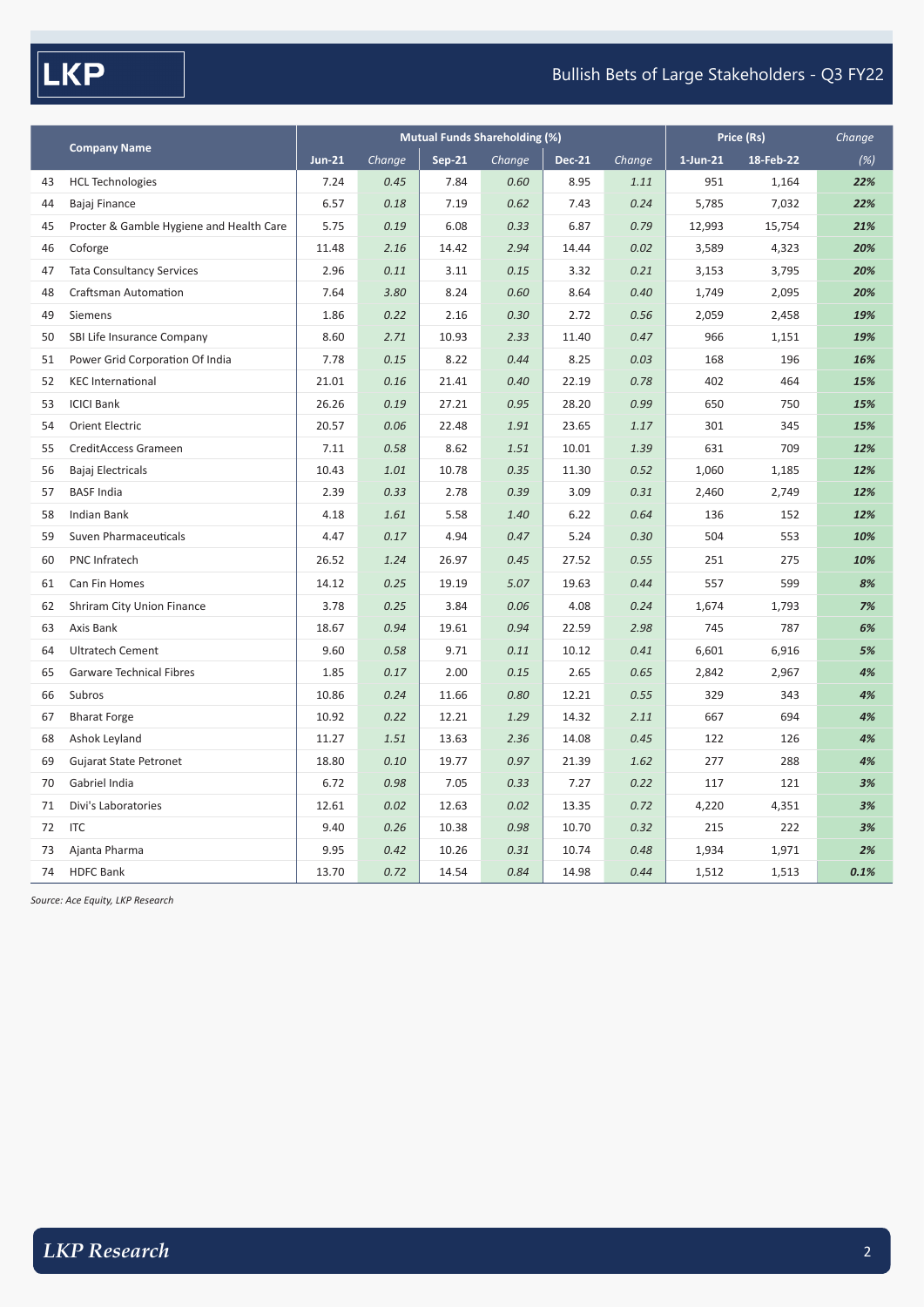| | Company Name | Mutual Funds Shareholding (%) | | | | | | Price (Rs) | | Change |
|---|---|---|---|---|---|---|---|---|---|---|
| | | Jun-21 | Change | Sep-21 | Change | Dec-21 | Change | 1-Jun-21 | 18-Feb-22 | (%) |
| 43 | HCL Technologies | 7.24 | 0.45 | 7.84 | 0.60 | 8.95 | 1.11 | 951 | 1,164 | 22% |
| 44 | Bajaj Finance | 6.57 | 0.18 | 7.19 | 0.62 | 7.43 | 0.24 | 5,785 | 7,032 | 22% |
| 45 | Procter & Gamble Hygiene and Health Care | 5.75 | 0.19 | 6.08 | 0.33 | 6.87 | 0.79 | 12,993 | 15,754 | 21% |
| 46 | Coforge | 11.48 | 2.16 | 14.42 | 2.94 | 14.44 | 0.02 | 3,589 | 4,323 | 20% |
| 47 | Tata Consultancy Services | 2.96 | 0.11 | 3.11 | 0.15 | 3.32 | 0.21 | 3,153 | 3,795 | 20% |
| 48 | Craftsman Automation | 7.64 | 3.80 | 8.24 | 0.60 | 8.64 | 0.40 | 1,749 | 2,095 | 20% |
| 49 | Siemens | 1.86 | 0.22 | 2.16 | 0.30 | 2.72 | 0.56 | 2,059 | 2,458 | 19% |
| 50 | SBI Life Insurance Company | 8.60 | 2.71 | 10.93 | 2.33 | 11.40 | 0.47 | 966 | 1,151 | 19% |
| 51 | Power Grid Corporation Of India | 7.78 | 0.15 | 8.22 | 0.44 | 8.25 | 0.03 | 168 | 196 | 16% |
| 52 | KEC International | 21.01 | 0.16 | 21.41 | 0.40 | 22.19 | 0.78 | 402 | 464 | 15% |
| 53 | ICICI Bank | 26.26 | 0.19 | 27.21 | 0.95 | 28.20 | 0.99 | 650 | 750 | 15% |
| 54 | Orient Electric | 20.57 | 0.06 | 22.48 | 1.91 | 23.65 | 1.17 | 301 | 345 | 15% |
| 55 | CreditAccess Grameen | 7.11 | 0.58 | 8.62 | 1.51 | 10.01 | 1.39 | 631 | 709 | 12% |
| 56 | Bajaj Electricals | 10.43 | 1.01 | 10.78 | 0.35 | 11.30 | 0.52 | 1,060 | 1,185 | 12% |
| 57 | BASF India | 2.39 | 0.33 | 2.78 | 0.39 | 3.09 | 0.31 | 2,460 | 2,749 | 12% |
| 58 | Indian Bank | 4.18 | 1.61 | 5.58 | 1.40 | 6.22 | 0.64 | 136 | 152 | 12% |
| 59 | Suven Pharmaceuticals | 4.47 | 0.17 | 4.94 | 0.47 | 5.24 | 0.30 | 504 | 553 | 10% |
| 60 | PNC Infratech | 26.52 | 1.24 | 26.97 | 0.45 | 27.52 | 0.55 | 251 | 275 | 10% |
| 61 | Can Fin Homes | 14.12 | 0.25 | 19.19 | 5.07 | 19.63 | 0.44 | 557 | 599 | 8% |
| 62 | Shriram City Union Finance | 3.78 | 0.25 | 3.84 | 0.06 | 4.08 | 0.24 | 1,674 | 1,793 | 7% |
| 63 | Axis Bank | 18.67 | 0.94 | 19.61 | 0.94 | 22.59 | 2.98 | 745 | 787 | 6% |
| 64 | Ultratech Cement | 9.60 | 0.58 | 9.71 | 0.11 | 10.12 | 0.41 | 6,601 | 6,916 | 5% |
| 65 | Garware Technical Fibres | 1.85 | 0.17 | 2.00 | 0.15 | 2.65 | 0.65 | 2,842 | 2,967 | 4% |
| 66 | Subros | 10.86 | 0.24 | 11.66 | 0.80 | 12.21 | 0.55 | 329 | 343 | 4% |
| 67 | Bharat Forge | 10.92 | 0.22 | 12.21 | 1.29 | 14.32 | 2.11 | 667 | 694 | 4% |
| 68 | Ashok Leyland | 11.27 | 1.51 | 13.63 | 2.36 | 14.08 | 0.45 | 122 | 126 | 4% |
| 69 | Gujarat State Petronet | 18.80 | 0.10 | 19.77 | 0.97 | 21.39 | 1.62 | 277 | 288 | 4% |
| 70 | Gabriel India | 6.72 | 0.98 | 7.05 | 0.33 | 7.27 | 0.22 | 117 | 121 | 3% |
| 71 | Divi's Laboratories | 12.61 | 0.02 | 12.63 | 0.02 | 13.35 | 0.72 | 4,220 | 4,351 | 3% |
| 72 | ITC | 9.40 | 0.26 | 10.38 | 0.98 | 10.70 | 0.32 | 215 | 222 | 3% |
| 73 | Ajanta Pharma | 9.95 | 0.42 | 10.26 | 0.31 | 10.74 | 0.48 | 1,934 | 1,971 | 2% |
| 74 | HDFC Bank | 13.70 | 0.72 | 14.54 | 0.84 | 14.98 | 0.44 | 1,512 | 1,513 | 0.1% |

*Source: Ace Equity, LKP Research*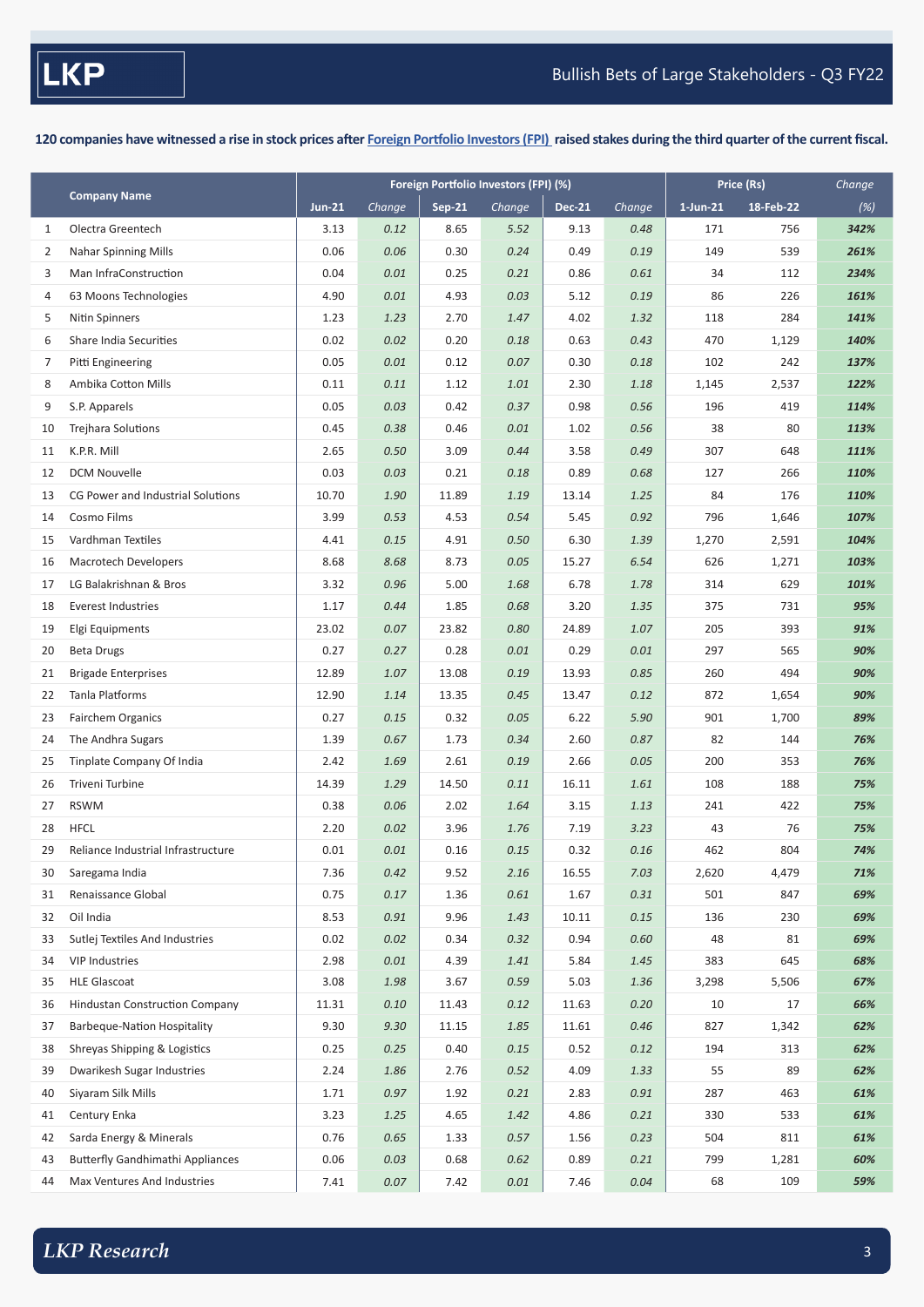120 companies have witnessed a rise in stock prices after Foreign Portfolio Investors (FPI) raised stakes during the third quarter of the current fiscal.

| | Company Name | Foreign Portfolio Investors (FPI) (%) | | | | | | Price (Rs) | | Change |
|---|---|---|---|---|---|---|---|---|---|---|
| | | Jun-21 | Change | Sep-21 | Change | Dec-21 | Change | 1-Jun-21 | 18-Feb-22 | (%) |
| 1 | Olectra Greentech | 3.13 | *0.12* | 8.65 | *5.52* | 9.13 | *0.48* | 171 | 756 | ***342%*** |
| 2 | Nahar Spinning Mills | 0.06 | *0.06* | 0.30 | *0.24* | 0.49 | *0.19* | 149 | 539 | ***261%*** |
| 3 | Man InfraConstruction | 0.04 | *0.01* | 0.25 | *0.21* | 0.86 | *0.61* | 34 | 112 | ***234%*** |
| 4 | 63 Moons Technologies | 4.90 | *0.01* | 4.93 | *0.03* | 5.12 | *0.19* | 86 | 226 | ***161%*** |
| 5 | Nitin Spinners | 1.23 | *1.23* | 2.70 | *1.47* | 4.02 | *1.32* | 118 | 284 | ***141%*** |
| 6 | Share India Securities | 0.02 | *0.02* | 0.20 | *0.18* | 0.63 | *0.43* | 470 | 1,129 | ***140%*** |
| 7 | Pitti Engineering | 0.05 | *0.01* | 0.12 | *0.07* | 0.30 | *0.18* | 102 | 242 | ***137%*** |
| 8 | Ambika Cotton Mills | 0.11 | *0.11* | 1.12 | *1.01* | 2.30 | *1.18* | 1,145 | 2,537 | ***122%*** |
| 9 | S.P. Apparels | 0.05 | *0.03* | 0.42 | *0.37* | 0.98 | *0.56* | 196 | 419 | ***114%*** |
| 10 | Trejhara Solutions | 0.45 | *0.38* | 0.46 | *0.01* | 1.02 | *0.56* | 38 | 80 | ***113%*** |
| 11 | K.P.R. Mill | 2.65 | *0.50* | 3.09 | *0.44* | 3.58 | *0.49* | 307 | 648 | ***111%*** |
| 12 | DCM Nouvelle | 0.03 | *0.03* | 0.21 | *0.18* | 0.89 | *0.68* | 127 | 266 | ***110%*** |
| 13 | CG Power and Industrial Solutions | 10.70 | *1.90* | 11.89 | *1.19* | 13.14 | *1.25* | 84 | 176 | ***110%*** |
| 14 | Cosmo Films | 3.99 | *0.53* | 4.53 | *0.54* | 5.45 | *0.92* | 796 | 1,646 | ***107%*** |
| 15 | Vardhman Textiles | 4.41 | *0.15* | 4.91 | *0.50* | 6.30 | *1.39* | 1,270 | 2,591 | ***104%*** |
| 16 | Macrotech Developers | 8.68 | *8.68* | 8.73 | *0.05* | 15.27 | *6.54* | 626 | 1,271 | ***103%*** |
| 17 | LG Balakrishnan & Bros | 3.32 | *0.96* | 5.00 | *1.68* | 6.78 | *1.78* | 314 | 629 | ***101%*** |
| 18 | Everest Industries | 1.17 | *0.44* | 1.85 | *0.68* | 3.20 | *1.35* | 375 | 731 | ***95%*** |
| 19 | Elgi Equipments | 23.02 | *0.07* | 23.82 | *0.80* | 24.89 | *1.07* | 205 | 393 | ***91%*** |
| 20 | Beta Drugs | 0.27 | *0.27* | 0.28 | *0.01* | 0.29 | *0.01* | 297 | 565 | ***90%*** |
| 21 | Brigade Enterprises | 12.89 | *1.07* | 13.08 | *0.19* | 13.93 | *0.85* | 260 | 494 | ***90%*** |
| 22 | Tanla Platforms | 12.90 | *1.14* | 13.35 | *0.45* | 13.47 | *0.12* | 872 | 1,654 | ***90%*** |
| 23 | Fairchem Organics | 0.27 | *0.15* | 0.32 | *0.05* | 6.22 | *5.90* | 901 | 1,700 | ***89%*** |
| 24 | The Andhra Sugars | 1.39 | *0.67* | 1.73 | *0.34* | 2.60 | *0.87* | 82 | 144 | ***76%*** |
| 25 | Tinplate Company Of India | 2.42 | *1.69* | 2.61 | *0.19* | 2.66 | *0.05* | 200 | 353 | ***76%*** |
| 26 | Triveni Turbine | 14.39 | *1.29* | 14.50 | *0.11* | 16.11 | *1.61* | 108 | 188 | ***75%*** |
| 27 | RSWM | 0.38 | *0.06* | 2.02 | *1.64* | 3.15 | *1.13* | 241 | 422 | ***75%*** |
| 28 | HFCL | 2.20 | *0.02* | 3.96 | *1.76* | 7.19 | *3.23* | 43 | 76 | ***75%*** |
| 29 | Reliance Industrial Infrastructure | 0.01 | *0.01* | 0.16 | *0.15* | 0.32 | *0.16* | 462 | 804 | ***74%*** |
| 30 | Saregama India | 7.36 | *0.42* | 9.52 | *2.16* | 16.55 | *7.03* | 2,620 | 4,479 | ***71%*** |
| 31 | Renaissance Global | 0.75 | *0.17* | 1.36 | *0.61* | 1.67 | *0.31* | 501 | 847 | ***69%*** |
| 32 | Oil India | 8.53 | *0.91* | 9.96 | *1.43* | 10.11 | *0.15* | 136 | 230 | ***69%*** |
| 33 | Sutlej Textiles And Industries | 0.02 | *0.02* | 0.34 | *0.32* | 0.94 | *0.60* | 48 | 81 | ***69%*** |
| 34 | VIP Industries | 2.98 | *0.01* | 4.39 | *1.41* | 5.84 | *1.45* | 383 | 645 | ***68%*** |
| 35 | HLE Glascoat | 3.08 | *1.98* | 3.67 | *0.59* | 5.03 | *1.36* | 3,298 | 5,506 | ***67%*** |
| 36 | Hindustan Construction Company | 11.31 | *0.10* | 11.43 | *0.12* | 11.63 | *0.20* | 10 | 17 | ***66%*** |
| 37 | Barbeque-Nation Hospitality | 9.30 | *9.30* | 11.15 | *1.85* | 11.61 | *0.46* | 827 | 1,342 | ***62%*** |
| 38 | Shreyas Shipping & Logistics | 0.25 | *0.25* | 0.40 | *0.15* | 0.52 | *0.12* | 194 | 313 | ***62%*** |
| 39 | Dwarikesh Sugar Industries | 2.24 | *1.86* | 2.76 | *0.52* | 4.09 | *1.33* | 55 | 89 | ***62%*** |
| 40 | Siyaram Silk Mills | 1.71 | *0.97* | 1.92 | *0.21* | 2.83 | *0.91* | 287 | 463 | ***61%*** |
| 41 | Century Enka | 3.23 | *1.25* | 4.65 | *1.42* | 4.86 | *0.21* | 330 | 533 | ***61%*** |
| 42 | Sarda Energy & Minerals | 0.76 | *0.65* | 1.33 | *0.57* | 1.56 | *0.23* | 504 | 811 | ***61%*** |
| 43 | Butterfly Gandhimathi Appliances | 0.06 | *0.03* | 0.68 | *0.62* | 0.89 | *0.21* | 799 | 1,281 | ***60%*** |
| 44 | Max Ventures And Industries | 7.41 | *0.07* | 7.42 | *0.01* | 7.46 | *0.04* | 68 | 109 | ***59%*** |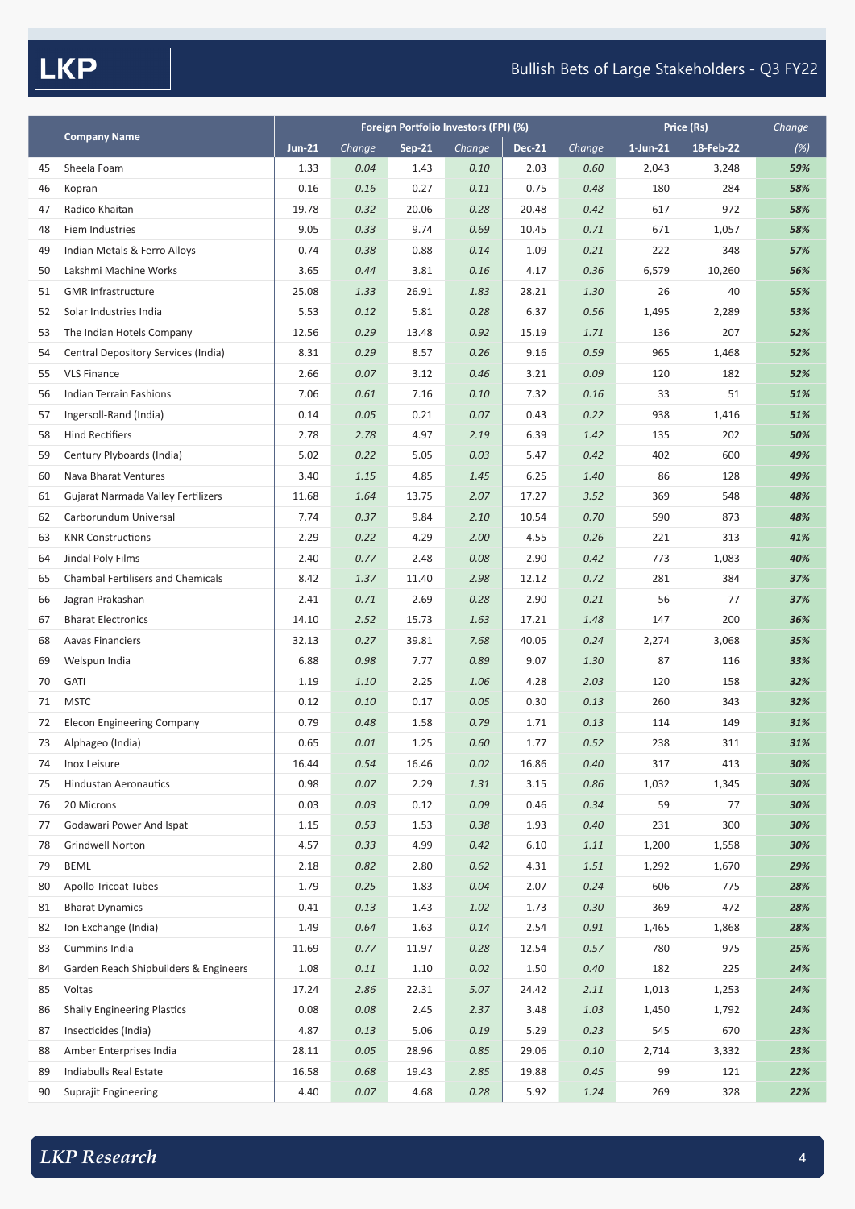# LKP

## Bullish Bets of Large Stakeholders - Q3 FY22

| | Company Name | Foreign Portfolio Investors (FPI) (%) | | | | | | Price (Rs) | | Change |
|---|---|---|---|---|---|---|---|---|---|---|
| | | Jun-21 | Change | Sep-21 | Change | Dec-21 | Change | 1-Jun-21 | 18-Feb-22 | (%) |
| 45 | Sheela Foam | 1.33 | 0.04 | 1.43 | 0.10 | 2.03 | 0.60 | 2,043 | 3,248 | 59% |
| 46 | Kopran | 0.16 | 0.16 | 0.27 | 0.11 | 0.75 | 0.48 | 180 | 284 | 58% |
| 47 | Radico Khaitan | 19.78 | 0.32 | 20.06 | 0.28 | 20.48 | 0.42 | 617 | 972 | 58% |
| 48 | Fiem Industries | 9.05 | 0.33 | 9.74 | 0.69 | 10.45 | 0.71 | 671 | 1,057 | 58% |
| 49 | Indian Metals & Ferro Alloys | 0.74 | 0.38 | 0.88 | 0.14 | 1.09 | 0.21 | 222 | 348 | 57% |
| 50 | Lakshmi Machine Works | 3.65 | 0.44 | 3.81 | 0.16 | 4.17 | 0.36 | 6,579 | 10,260 | 56% |
| 51 | GMR Infrastructure | 25.08 | 1.33 | 26.91 | 1.83 | 28.21 | 1.30 | 26 | 40 | 55% |
| 52 | Solar Industries India | 5.53 | 0.12 | 5.81 | 0.28 | 6.37 | 0.56 | 1,495 | 2,289 | 53% |
| 53 | The Indian Hotels Company | 12.56 | 0.29 | 13.48 | 0.92 | 15.19 | 1.71 | 136 | 207 | 52% |
| 54 | Central Depository Services (India) | 8.31 | 0.29 | 8.57 | 0.26 | 9.16 | 0.59 | 965 | 1,468 | 52% |
| 55 | VLS Finance | 2.66 | 0.07 | 3.12 | 0.46 | 3.21 | 0.09 | 120 | 182 | 52% |
| 56 | Indian Terrain Fashions | 7.06 | 0.61 | 7.16 | 0.10 | 7.32 | 0.16 | 33 | 51 | 51% |
| 57 | Ingersoll-Rand (India) | 0.14 | 0.05 | 0.21 | 0.07 | 0.43 | 0.22 | 938 | 1,416 | 51% |
| 58 | Hind Rectifiers | 2.78 | 2.78 | 4.97 | 2.19 | 6.39 | 1.42 | 135 | 202 | 50% |
| 59 | Century Plyboards (India) | 5.02 | 0.22 | 5.05 | 0.03 | 5.47 | 0.42 | 402 | 600 | 49% |
| 60 | Nava Bharat Ventures | 3.40 | 1.15 | 4.85 | 1.45 | 6.25 | 1.40 | 86 | 128 | 49% |
| 61 | Gujarat Narmada Valley Fertilizers | 11.68 | 1.64 | 13.75 | 2.07 | 17.27 | 3.52 | 369 | 548 | 48% |
| 62 | Carborundum Universal | 7.74 | 0.37 | 9.84 | 2.10 | 10.54 | 0.70 | 590 | 873 | 48% |
| 63 | KNR Constructions | 2.29 | 0.22 | 4.29 | 2.00 | 4.55 | 0.26 | 221 | 313 | 41% |
| 64 | Jindal Poly Films | 2.40 | 0.77 | 2.48 | 0.08 | 2.90 | 0.42 | 773 | 1,083 | 40% |
| 65 | Chambal Fertilisers and Chemicals | 8.42 | 1.37 | 11.40 | 2.98 | 12.12 | 0.72 | 281 | 384 | 37% |
| 66 | Jagran Prakashan | 2.41 | 0.71 | 2.69 | 0.28 | 2.90 | 0.21 | 56 | 77 | 37% |
| 67 | Bharat Electronics | 14.10 | 2.52 | 15.73 | 1.63 | 17.21 | 1.48 | 147 | 200 | 36% |
| 68 | Aavas Financiers | 32.13 | 0.27 | 39.81 | 7.68 | 40.05 | 0.24 | 2,274 | 3,068 | 35% |
| 69 | Welspun India | 6.88 | 0.98 | 7.77 | 0.89 | 9.07 | 1.30 | 87 | 116 | 33% |
| 70 | GATI | 1.19 | 1.10 | 2.25 | 1.06 | 4.28 | 2.03 | 120 | 158 | 32% |
| 71 | MSTC | 0.12 | 0.10 | 0.17 | 0.05 | 0.30 | 0.13 | 260 | 343 | 32% |
| 72 | Elecon Engineering Company | 0.79 | 0.48 | 1.58 | 0.79 | 1.71 | 0.13 | 114 | 149 | 31% |
| 73 | Alphageo (India) | 0.65 | 0.01 | 1.25 | 0.60 | 1.77 | 0.52 | 238 | 311 | 31% |
| 74 | Inox Leisure | 16.44 | 0.54 | 16.46 | 0.02 | 16.86 | 0.40 | 317 | 413 | 30% |
| 75 | Hindustan Aeronautics | 0.98 | 0.07 | 2.29 | 1.31 | 3.15 | 0.86 | 1,032 | 1,345 | 30% |
| 76 | 20 Microns | 0.03 | 0.03 | 0.12 | 0.09 | 0.46 | 0.34 | 59 | 77 | 30% |
| 77 | Godawari Power And Ispat | 1.15 | 0.53 | 1.53 | 0.38 | 1.93 | 0.40 | 231 | 300 | 30% |
| 78 | Grindwell Norton | 4.57 | 0.33 | 4.99 | 0.42 | 6.10 | 1.11 | 1,200 | 1,558 | 30% |
| 79 | BEML | 2.18 | 0.82 | 2.80 | 0.62 | 4.31 | 1.51 | 1,292 | 1,670 | 29% |
| 80 | Apollo Tricoat Tubes | 1.79 | 0.25 | 1.83 | 0.04 | 2.07 | 0.24 | 606 | 775 | 28% |
| 81 | Bharat Dynamics | 0.41 | 0.13 | 1.43 | 1.02 | 1.73 | 0.30 | 369 | 472 | 28% |
| 82 | Ion Exchange (India) | 1.49 | 0.64 | 1.63 | 0.14 | 2.54 | 0.91 | 1,465 | 1,868 | 28% |
| 83 | Cummins India | 11.69 | 0.77 | 11.97 | 0.28 | 12.54 | 0.57 | 780 | 975 | 25% |
| 84 | Garden Reach Shipbuilders & Engineers | 1.08 | 0.11 | 1.10 | 0.02 | 1.50 | 0.40 | 182 | 225 | 24% |
| 85 | Voltas | 17.24 | 2.86 | 22.31 | 5.07 | 24.42 | 2.11 | 1,013 | 1,253 | 24% |
| 86 | Shaily Engineering Plastics | 0.08 | 0.08 | 2.45 | 2.37 | 3.48 | 1.03 | 1,450 | 1,792 | 24% |
| 87 | Insecticides (India) | 4.87 | 0.13 | 5.06 | 0.19 | 5.29 | 0.23 | 545 | 670 | 23% |
| 88 | Amber Enterprises India | 28.11 | 0.05 | 28.96 | 0.85 | 29.06 | 0.10 | 2,714 | 3,332 | 23% |
| 89 | Indiabulls Real Estate | 16.58 | 0.68 | 19.43 | 2.85 | 19.88 | 0.45 | 99 | 121 | 22% |
| 90 | Suprajit Engineering | 4.40 | 0.07 | 4.68 | 0.28 | 5.92 | 1.24 | 269 | 328 | 22% |

*LKP Research*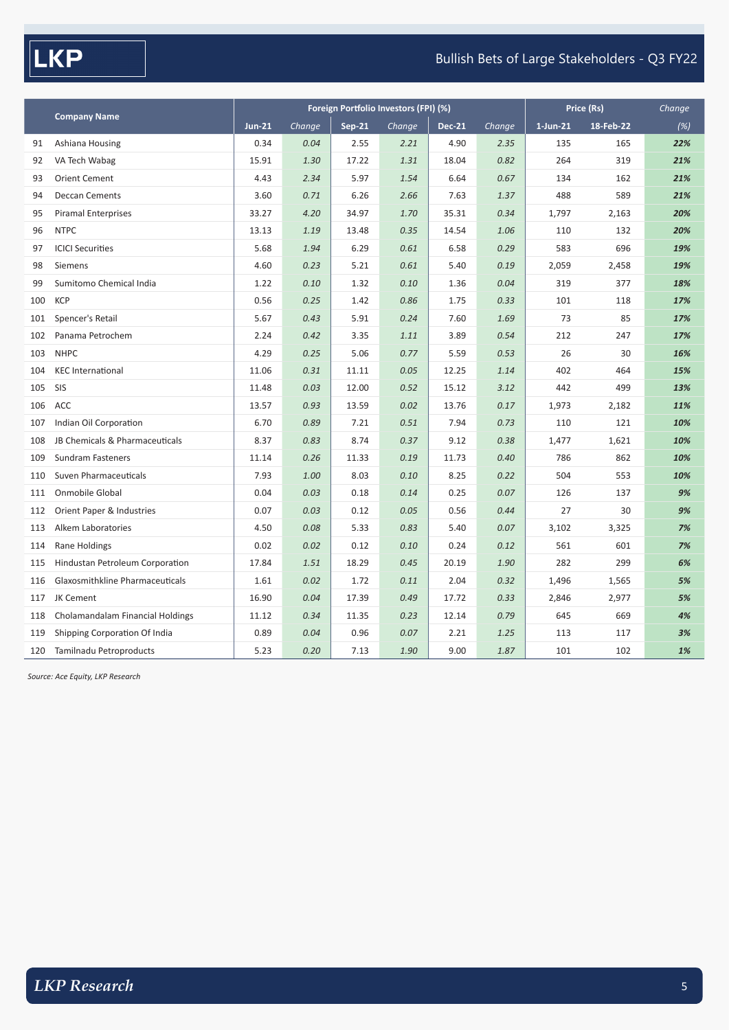# Bullish Bets of Large Stakeholders - Q3 FY22

| | Company Name | Foreign Portfolio Investors (FPI) (%) | | | | | | Price (Rs) | | Change |
|---|---|---|---|---|---|---|---|---|---|---|
| | | Jun-21 | Change | Sep-21 | Change | Dec-21 | Change | 1-Jun-21 | 18-Feb-22 | (%) |
| 91 | Ashiana Housing | 0.34 | 0.04 | 2.55 | 2.21 | 4.90 | 2.35 | 135 | 165 | 22% |
| 92 | VA Tech Wabag | 15.91 | 1.30 | 17.22 | 1.31 | 18.04 | 0.82 | 264 | 319 | 21% |
| 93 | Orient Cement | 4.43 | 2.34 | 5.97 | 1.54 | 6.64 | 0.67 | 134 | 162 | 21% |
| 94 | Deccan Cements | 3.60 | 0.71 | 6.26 | 2.66 | 7.63 | 1.37 | 488 | 589 | 21% |
| 95 | Piramal Enterprises | 33.27 | 4.20 | 34.97 | 1.70 | 35.31 | 0.34 | 1,797 | 2,163 | 20% |
| 96 | NTPC | 13.13 | 1.19 | 13.48 | 0.35 | 14.54 | 1.06 | 110 | 132 | 20% |
| 97 | ICICI Securities | 5.68 | 1.94 | 6.29 | 0.61 | 6.58 | 0.29 | 583 | 696 | 19% |
| 98 | Siemens | 4.60 | 0.23 | 5.21 | 0.61 | 5.40 | 0.19 | 2,059 | 2,458 | 19% |
| 99 | Sumitomo Chemical India | 1.22 | 0.10 | 1.32 | 0.10 | 1.36 | 0.04 | 319 | 377 | 18% |
| 100 | KCP | 0.56 | 0.25 | 1.42 | 0.86 | 1.75 | 0.33 | 101 | 118 | 17% |
| 101 | Spencer's Retail | 5.67 | 0.43 | 5.91 | 0.24 | 7.60 | 1.69 | 73 | 85 | 17% |
| 102 | Panama Petrochem | 2.24 | 0.42 | 3.35 | 1.11 | 3.89 | 0.54 | 212 | 247 | 17% |
| 103 | NHPC | 4.29 | 0.25 | 5.06 | 0.77 | 5.59 | 0.53 | 26 | 30 | 16% |
| 104 | KEC International | 11.06 | 0.31 | 11.11 | 0.05 | 12.25 | 1.14 | 402 | 464 | 15% |
| 105 | SIS | 11.48 | 0.03 | 12.00 | 0.52 | 15.12 | 3.12 | 442 | 499 | 13% |
| 106 | ACC | 13.57 | 0.93 | 13.59 | 0.02 | 13.76 | 0.17 | 1,973 | 2,182 | 11% |
| 107 | Indian Oil Corporation | 6.70 | 0.89 | 7.21 | 0.51 | 7.94 | 0.73 | 110 | 121 | 10% |
| 108 | JB Chemicals & Pharmaceuticals | 8.37 | 0.83 | 8.74 | 0.37 | 9.12 | 0.38 | 1,477 | 1,621 | 10% |
| 109 | Sundram Fasteners | 11.14 | 0.26 | 11.33 | 0.19 | 11.73 | 0.40 | 786 | 862 | 10% |
| 110 | Suven Pharmaceuticals | 7.93 | 1.00 | 8.03 | 0.10 | 8.25 | 0.22 | 504 | 553 | 10% |
| 111 | Onmobile Global | 0.04 | 0.03 | 0.18 | 0.14 | 0.25 | 0.07 | 126 | 137 | 9% |
| 112 | Orient Paper & Industries | 0.07 | 0.03 | 0.12 | 0.05 | 0.56 | 0.44 | 27 | 30 | 9% |
| 113 | Alkem Laboratories | 4.50 | 0.08 | 5.33 | 0.83 | 5.40 | 0.07 | 3,102 | 3,325 | 7% |
| 114 | Rane Holdings | 0.02 | 0.02 | 0.12 | 0.10 | 0.24 | 0.12 | 561 | 601 | 7% |
| 115 | Hindustan Petroleum Corporation | 17.84 | 1.51 | 18.29 | 0.45 | 20.19 | 1.90 | 282 | 299 | 6% |
| 116 | Glaxosmithkline Pharmaceuticals | 1.61 | 0.02 | 1.72 | 0.11 | 2.04 | 0.32 | 1,496 | 1,565 | 5% |
| 117 | JK Cement | 16.90 | 0.04 | 17.39 | 0.49 | 17.72 | 0.33 | 2,846 | 2,977 | 5% |
| 118 | Cholamandalam Financial Holdings | 11.12 | 0.34 | 11.35 | 0.23 | 12.14 | 0.79 | 645 | 669 | 4% |
| 119 | Shipping Corporation Of India | 0.89 | 0.04 | 0.96 | 0.07 | 2.21 | 1.25 | 113 | 117 | 3% |
| 120 | Tamilnadu Petroproducts | 5.23 | 0.20 | 7.13 | 1.90 | 9.00 | 1.87 | 101 | 102 | 1% |

*Source: Ace Equity, LKP Research*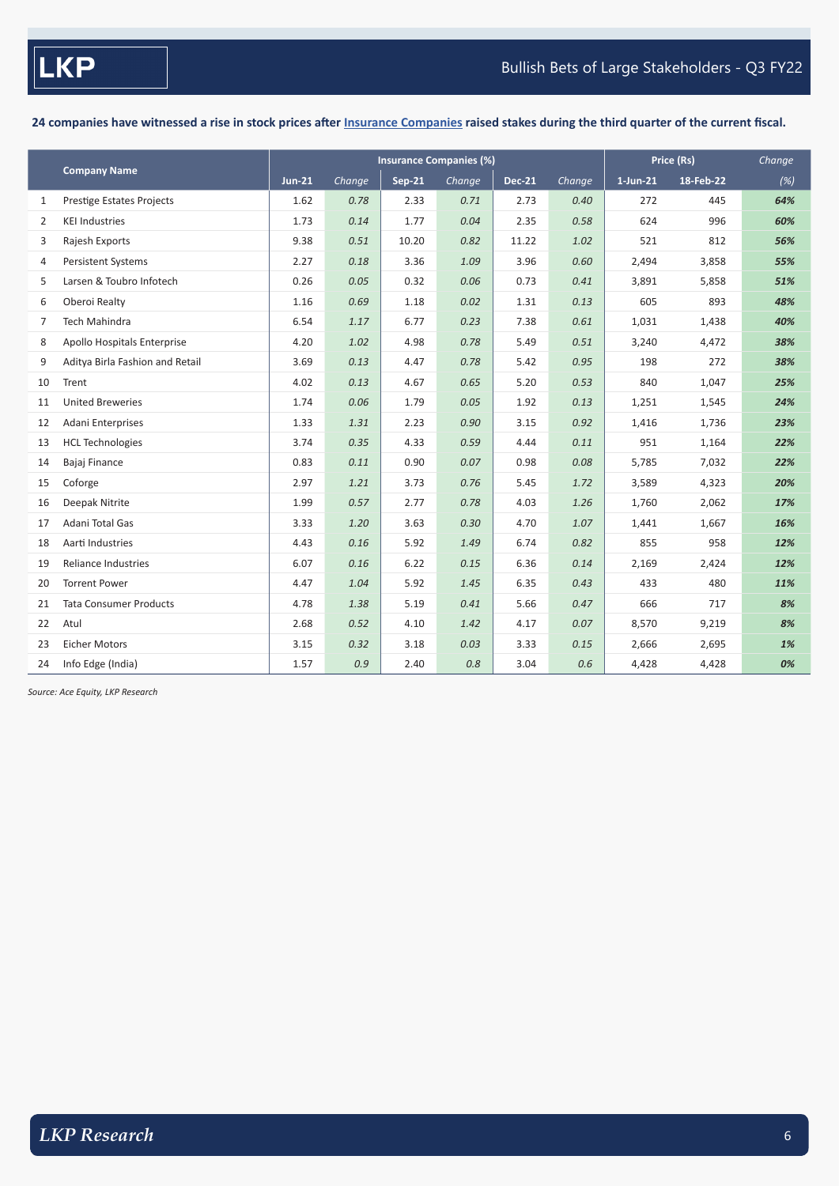**24 companies have witnessed a rise in stock prices after Insurance Companies raised stakes during the third quarter of the current fiscal.**

| | Company Name | Insurance Companies (%) | | | | | | Price (Rs) | | Change |
|---|---|---|---|---|---|---|---|---|---|---|
| | | Jun-21 | *Change* | Sep-21 | *Change* | Dec-21 | *Change* | 1-Jun-21 | 18-Feb-22 | *(%)* |
| 1 | Prestige Estates Projects | 1.62 | *0.78* | 2.33 | *0.71* | 2.73 | *0.40* | 272 | 445 | ***64%*** |
| 2 | KEI Industries | 1.73 | *0.14* | 1.77 | *0.04* | 2.35 | *0.58* | 624 | 996 | ***60%*** |
| 3 | Rajesh Exports | 9.38 | *0.51* | 10.20 | *0.82* | 11.22 | *1.02* | 521 | 812 | ***56%*** |
| 4 | Persistent Systems | 2.27 | *0.18* | 3.36 | *1.09* | 3.96 | *0.60* | 2,494 | 3,858 | ***55%*** |
| 5 | Larsen & Toubro Infotech | 0.26 | *0.05* | 0.32 | *0.06* | 0.73 | *0.41* | 3,891 | 5,858 | ***51%*** |
| 6 | Oberoi Realty | 1.16 | *0.69* | 1.18 | *0.02* | 1.31 | *0.13* | 605 | 893 | ***48%*** |
| 7 | Tech Mahindra | 6.54 | *1.17* | 6.77 | *0.23* | 7.38 | *0.61* | 1,031 | 1,438 | ***40%*** |
| 8 | Apollo Hospitals Enterprise | 4.20 | *1.02* | 4.98 | *0.78* | 5.49 | *0.51* | 3,240 | 4,472 | ***38%*** |
| 9 | Aditya Birla Fashion and Retail | 3.69 | *0.13* | 4.47 | *0.78* | 5.42 | *0.95* | 198 | 272 | ***38%*** |
| 10 | Trent | 4.02 | *0.13* | 4.67 | *0.65* | 5.20 | *0.53* | 840 | 1,047 | ***25%*** |
| 11 | United Breweries | 1.74 | *0.06* | 1.79 | *0.05* | 1.92 | *0.13* | 1,251 | 1,545 | ***24%*** |
| 12 | Adani Enterprises | 1.33 | *1.31* | 2.23 | *0.90* | 3.15 | *0.92* | 1,416 | 1,736 | ***23%*** |
| 13 | HCL Technologies | 3.74 | *0.35* | 4.33 | *0.59* | 4.44 | *0.11* | 951 | 1,164 | ***22%*** |
| 14 | Bajaj Finance | 0.83 | *0.11* | 0.90 | *0.07* | 0.98 | *0.08* | 5,785 | 7,032 | ***22%*** |
| 15 | Coforge | 2.97 | *1.21* | 3.73 | *0.76* | 5.45 | *1.72* | 3,589 | 4,323 | ***20%*** |
| 16 | Deepak Nitrite | 1.99 | *0.57* | 2.77 | *0.78* | 4.03 | *1.26* | 1,760 | 2,062 | ***17%*** |
| 17 | Adani Total Gas | 3.33 | *1.20* | 3.63 | *0.30* | 4.70 | *1.07* | 1,441 | 1,667 | ***16%*** |
| 18 | Aarti Industries | 4.43 | *0.16* | 5.92 | *1.49* | 6.74 | *0.82* | 855 | 958 | ***12%*** |
| 19 | Reliance Industries | 6.07 | *0.16* | 6.22 | *0.15* | 6.36 | *0.14* | 2,169 | 2,424 | ***12%*** |
| 20 | Torrent Power | 4.47 | *1.04* | 5.92 | *1.45* | 6.35 | *0.43* | 433 | 480 | ***11%*** |
| 21 | Tata Consumer Products | 4.78 | *1.38* | 5.19 | *0.41* | 5.66 | *0.47* | 666 | 717 | ***8%*** |
| 22 | Atul | 2.68 | *0.52* | 4.10 | *1.42* | 4.17 | *0.07* | 8,570 | 9,219 | ***8%*** |
| 23 | Eicher Motors | 3.15 | *0.32* | 3.18 | *0.03* | 3.33 | *0.15* | 2,666 | 2,695 | ***1%*** |
| 24 | Info Edge (India) | 1.57 | *0.9* | 2.40 | *0.8* | 3.04 | *0.6* | 4,428 | 4,428 | ***0%*** |

*Source: Ace Equity, LKP Research*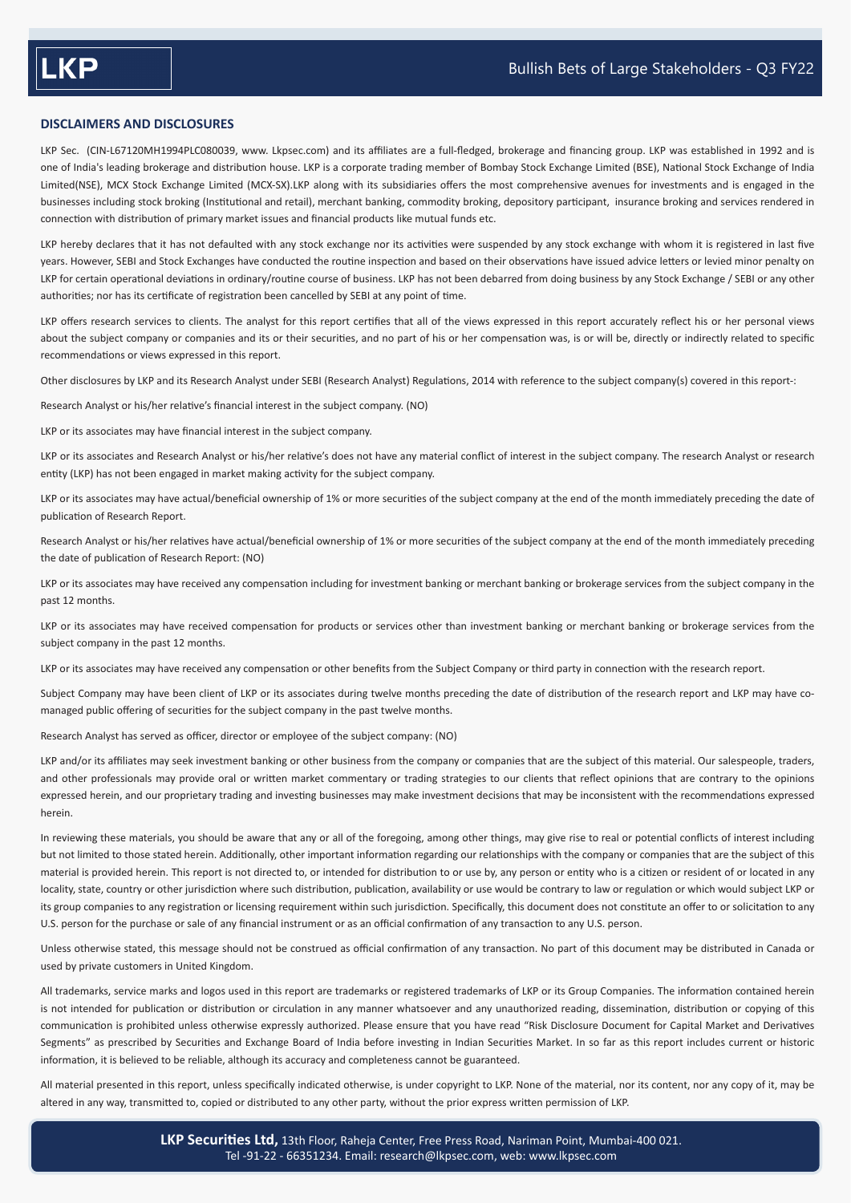## DISCLAIMERS AND DISCLOSURES

LKP Sec. (CIN-L67120MH1994PLC080039, www. Lkpsec.com) and its affiliates are a full-fledged, brokerage and financing group. LKP was established in 1992 and is one of India's leading brokerage and distribution house. LKP is a corporate trading member of Bombay Stock Exchange Limited (BSE), National Stock Exchange of India Limited(NSE), MCX Stock Exchange Limited (MCX-SX).LKP along with its subsidiaries offers the most comprehensive avenues for investments and is engaged in the businesses including stock broking (Institutional and retail), merchant banking, commodity broking, depository participant, insurance broking and services rendered in connection with distribution of primary market issues and financial products like mutual funds etc.

LKP hereby declares that it has not defaulted with any stock exchange nor its activities were suspended by any stock exchange with whom it is registered in last five years. However, SEBI and Stock Exchanges have conducted the routine inspection and based on their observations have issued advice letters or levied minor penalty on LKP for certain operational deviations in ordinary/routine course of business. LKP has not been debarred from doing business by any Stock Exchange / SEBI or any other authorities; nor has its certificate of registration been cancelled by SEBI at any point of time.

LKP offers research services to clients. The analyst for this report certifies that all of the views expressed in this report accurately reflect his or her personal views about the subject company or companies and its or their securities, and no part of his or her compensation was, is or will be, directly or indirectly related to specific recommendations or views expressed in this report.

Other disclosures by LKP and its Research Analyst under SEBI (Research Analyst) Regulations, 2014 with reference to the subject company(s) covered in this report-:

Research Analyst or his/her relative's financial interest in the subject company. (NO)

LKP or its associates may have financial interest in the subject company.

LKP or its associates and Research Analyst or his/her relative's does not have any material conflict of interest in the subject company. The research Analyst or research entity (LKP) has not been engaged in market making activity for the subject company.

LKP or its associates may have actual/beneficial ownership of 1% or more securities of the subject company at the end of the month immediately preceding the date of publication of Research Report.

Research Analyst or his/her relatives have actual/beneficial ownership of 1% or more securities of the subject company at the end of the month immediately preceding the date of publication of Research Report: (NO)

LKP or its associates may have received any compensation including for investment banking or merchant banking or brokerage services from the subject company in the past 12 months.

LKP or its associates may have received compensation for products or services other than investment banking or merchant banking or brokerage services from the subject company in the past 12 months.

LKP or its associates may have received any compensation or other benefits from the Subject Company or third party in connection with the research report.

Subject Company may have been client of LKP or its associates during twelve months preceding the date of distribution of the research report and LKP may have co-managed public offering of securities for the subject company in the past twelve months.

Research Analyst has served as officer, director or employee of the subject company: (NO)

LKP and/or its affiliates may seek investment banking or other business from the company or companies that are the subject of this material. Our salespeople, traders, and other professionals may provide oral or written market commentary or trading strategies to our clients that reflect opinions that are contrary to the opinions expressed herein, and our proprietary trading and investing businesses may make investment decisions that may be inconsistent with the recommendations expressed herein.

In reviewing these materials, you should be aware that any or all of the foregoing, among other things, may give rise to real or potential conflicts of interest including but not limited to those stated herein. Additionally, other important information regarding our relationships with the company or companies that are the subject of this material is provided herein. This report is not directed to, or intended for distribution to or use by, any person or entity who is a citizen or resident of or located in any locality, state, country or other jurisdiction where such distribution, publication, availability or use would be contrary to law or regulation or which would subject LKP or its group companies to any registration or licensing requirement within such jurisdiction. Specifically, this document does not constitute an offer to or solicitation to any U.S. person for the purchase or sale of any financial instrument or as an official confirmation of any transaction to any U.S. person.

Unless otherwise stated, this message should not be construed as official confirmation of any transaction. No part of this document may be distributed in Canada or used by private customers in United Kingdom.

All trademarks, service marks and logos used in this report are trademarks or registered trademarks of LKP or its Group Companies. The information contained herein is not intended for publication or distribution or circulation in any manner whatsoever and any unauthorized reading, dissemination, distribution or copying of this communication is prohibited unless otherwise expressly authorized. Please ensure that you have read "Risk Disclosure Document for Capital Market and Derivatives Segments" as prescribed by Securities and Exchange Board of India before investing in Indian Securities Market. In so far as this report includes current or historic information, it is believed to be reliable, although its accuracy and completeness cannot be guaranteed.

All material presented in this report, unless specifically indicated otherwise, is under copyright to LKP. None of the material, nor its content, nor any copy of it, may be altered in any way, transmitted to, copied or distributed to any other party, without the prior express written permission of LKP.

**LKP Securities Ltd,** 13th Floor, Raheja Center, Free Press Road, Nariman Point, Mumbai-400 021.
Tel -91-22 - 66351234. Email: research@lkpsec.com, web: www.lkpsec.com